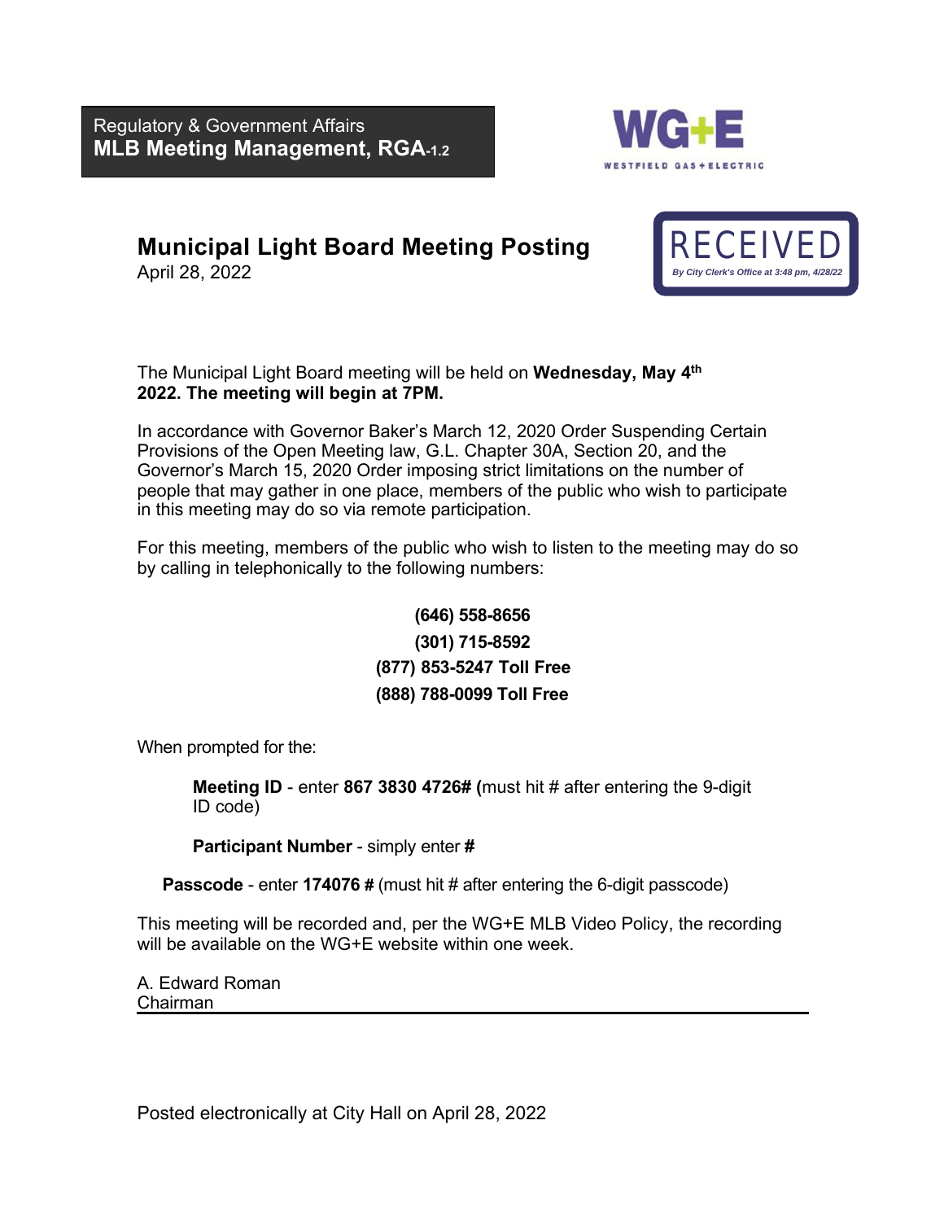Regulatory & Government Affairs
**MLB Meeting Management, RGA-1.2**

WG+E
WESTFIELD GAS + ELECTRIC

# Municipal Light Board Meeting Posting

April 28, 2022

RECEIVED
*By City Clerk's Office at 3:48 pm, 4/28/22*

The Municipal Light Board meeting will be held on **Wednesday, May 4th 2022. The meeting will begin at 7PM.**

In accordance with Governor Baker's March 12, 2020 Order Suspending Certain Provisions of the Open Meeting law, G.L. Chapter 30A, Section 20, and the Governor's March 15, 2020 Order imposing strict limitations on the number of people that may gather in one place, members of the public who wish to participate in this meeting may do so via remote participation.

For this meeting, members of the public who wish to listen to the meeting may do so by calling in telephonically to the following numbers:

**(646) 558-8656**
**(301) 715-8592**
**(877) 853-5247 Toll Free**
**(888) 788-0099 Toll Free**

When prompted for the:

**Meeting ID** - enter **867 3830 4726# (**must hit # after entering the 9-digit ID code)

**Participant Number** - simply enter **#**

**Passcode** - enter **174076 #** (must hit # after entering the 6-digit passcode)

This meeting will be recorded and, per the WG+E MLB Video Policy, the recording will be available on the WG+E website within one week.

A. Edward Roman
Chairman

Posted electronically at City Hall on April 28, 2022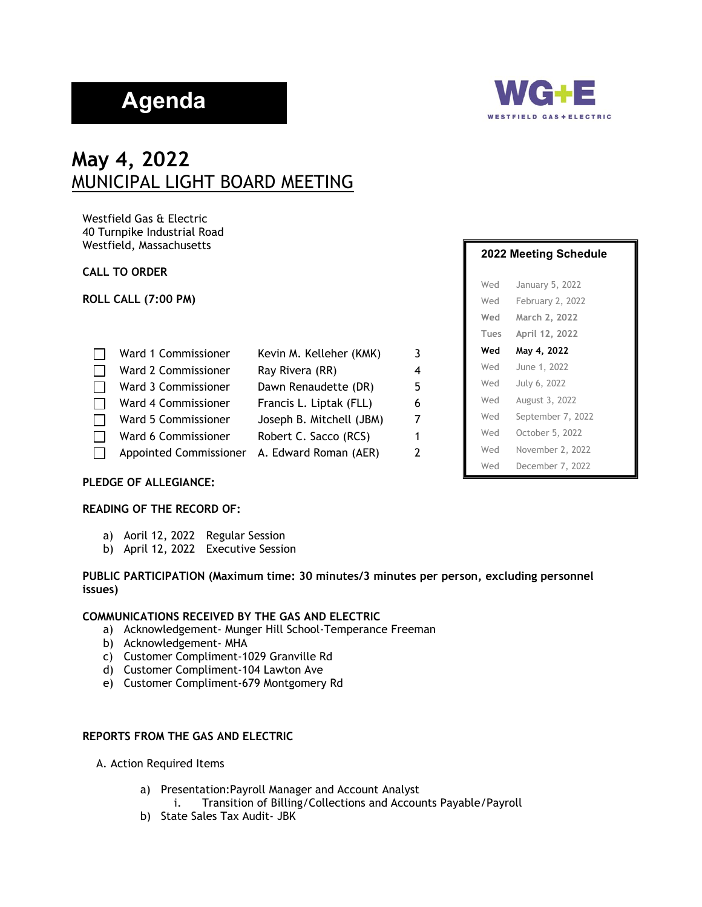# Agenda

WG+E
WESTFIELD GAS + ELECTRIC

## May 4, 2022
## MUNICIPAL LIGHT BOARD MEETING

Westfield Gas & Electric
40 Turnpike Industrial Road
Westfield, Massachusetts

**CALL TO ORDER**

**ROLL CALL (7:00 PM)**

| | | | |
|---|---|---|---|
| ☐ | Ward 1 Commissioner | Kevin M. Kelleher (KMK) | 3 |
| ☐ | Ward 2 Commissioner | Ray Rivera (RR) | 4 |
| ☐ | Ward 3 Commissioner | Dawn Renaudette (DR) | 5 |
| ☐ | Ward 4 Commissioner | Francis L. Liptak (FLL) | 6 |
| ☐ | Ward 5 Commissioner | Joseph B. Mitchell (JBM) | 7 |
| ☐ | Ward 6 Commissioner | Robert C. Sacco (RCS) | 1 |
| ☐ | Appointed Commissioner | A. Edward Roman (AER) | 2 |

**2022 Meeting Schedule**

| | |
|---|---|
| Wed | January 5, 2022 |
| Wed | February 2, 2022 |
| Wed | March 2, 2022 |
| Tues | April 12, 2022 |
| **Wed** | **May 4, 2022** |
| Wed | June 1, 2022 |
| Wed | July 6, 2022 |
| Wed | August 3, 2022 |
| Wed | September 7, 2022 |
| Wed | October 5, 2022 |
| Wed | November 2, 2022 |
| Wed | December 7, 2022 |

**PLEDGE OF ALLEGIANCE:**

**READING OF THE RECORD OF:**

a) Aoril 12, 2022 Regular Session
b) April 12, 2022 Executive Session

**PUBLIC PARTICIPATION (Maximum time: 30 minutes/3 minutes per person, excluding personnel issues)**

**COMMUNICATIONS RECEIVED BY THE GAS AND ELECTRIC**

a) Acknowledgement- Munger Hill School-Temperance Freeman
b) Acknowledgement- MHA
c) Customer Compliment-1029 Granville Rd
d) Customer Compliment-104 Lawton Ave
e) Customer Compliment-679 Montgomery Rd

**REPORTS FROM THE GAS AND ELECTRIC**

A. Action Required Items

a) Presentation:Payroll Manager and Account Analyst
   i. Transition of Billing/Collections and Accounts Payable/Payroll
b) State Sales Tax Audit- JBK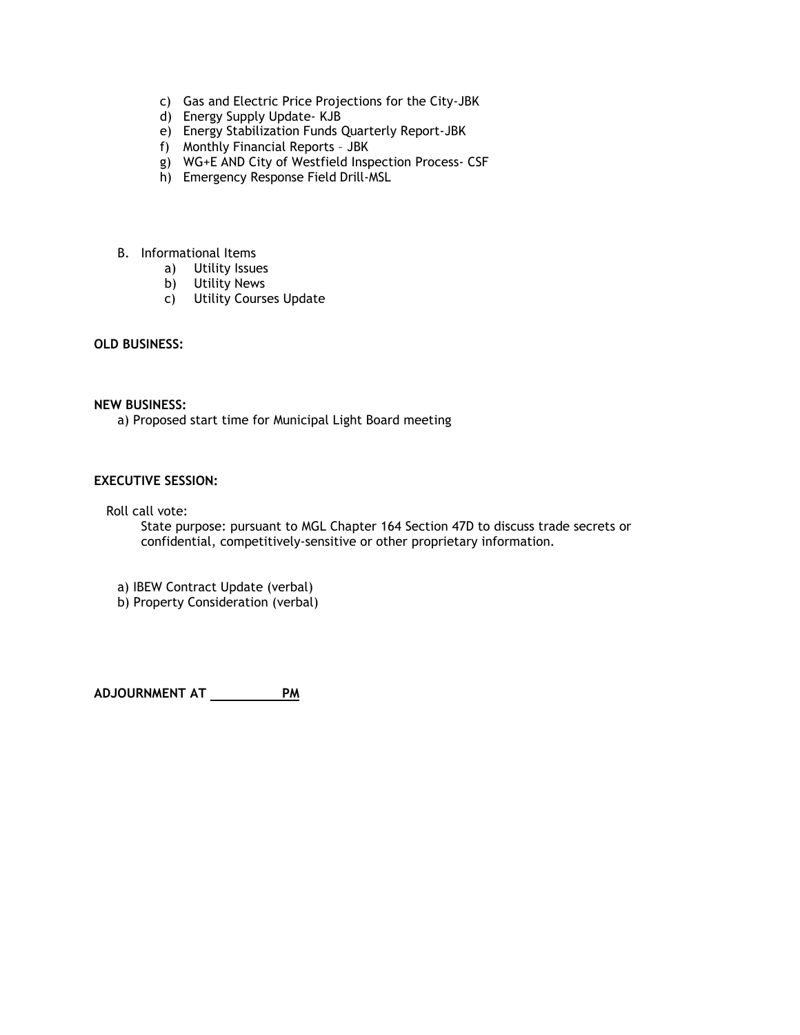c) Gas and Electric Price Projections for the City-JBK
d) Energy Supply Update- KJB
e) Energy Stabilization Funds Quarterly Report-JBK
f) Monthly Financial Reports – JBK
g) WG+E AND City of Westfield Inspection Process- CSF
h) Emergency Response Field Drill-MSL

B. Informational Items
   a) Utility Issues
   b) Utility News
   c) Utility Courses Update

**OLD BUSINESS:**

**NEW BUSINESS:**

a) Proposed start time for Municipal Light Board meeting

**EXECUTIVE SESSION:**

Roll call vote:

State purpose: pursuant to MGL Chapter 164 Section 47D to discuss trade secrets or confidential, competitively-sensitive or other proprietary information.

a) IBEW Contract Update (verbal)
b) Property Consideration (verbal)

**ADJOURNMENT AT __________ PM**